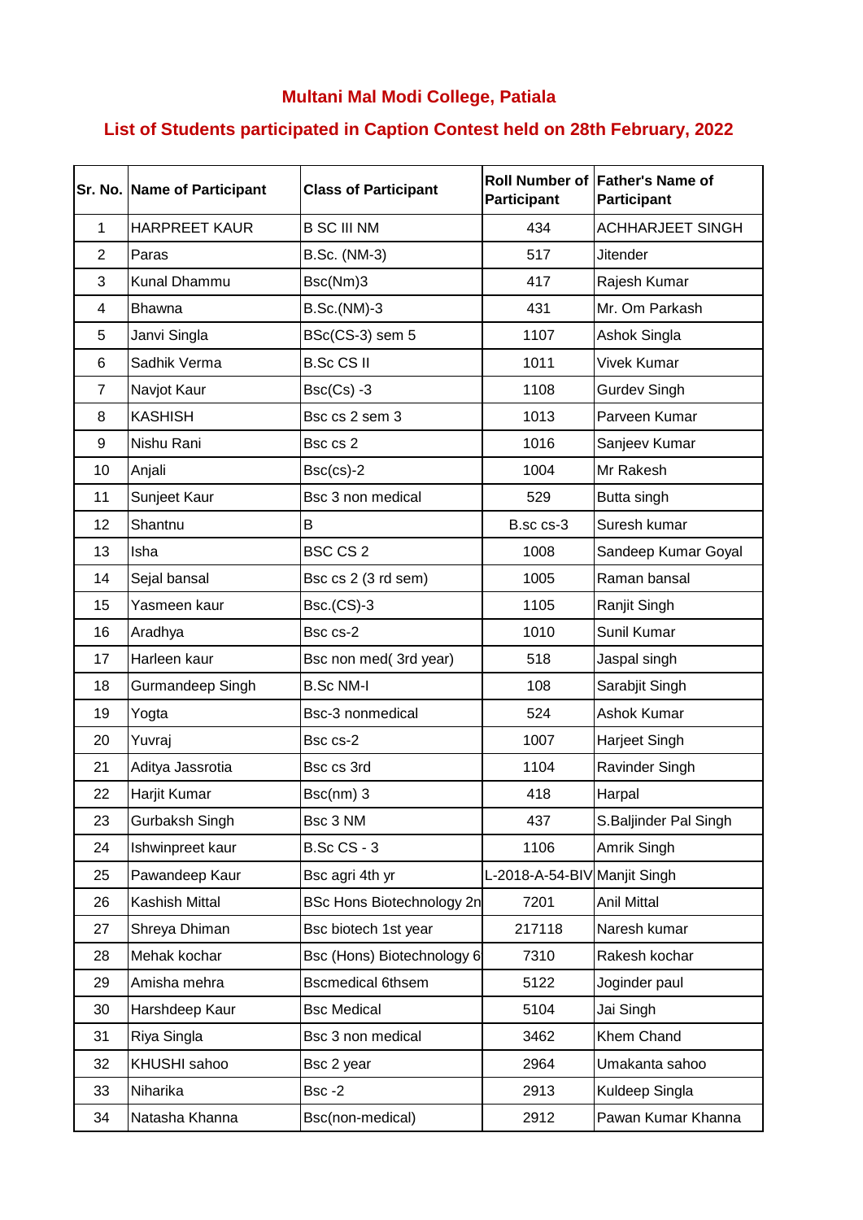## Multani Mal Modi College, Patiala

## List of Students participated in Caption Contest held on 28th February, 2022

| Sr. No. | Name of Participant | Class of Participant | Roll Number of Participant | Father's Name of Participant |
|---|---|---|---|---|
| 1 | HARPREET KAUR | B SC III NM | 434 | ACHHARJEET SINGH |
| 2 | Paras | B.Sc. (NM-3) | 517 | Jitender |
| 3 | Kunal Dhammu | Bsc(Nm)3 | 417 | Rajesh Kumar |
| 4 | Bhawna | B.Sc.(NM)-3 | 431 | Mr. Om Parkash |
| 5 | Janvi Singla | BSc(CS-3) sem 5 | 1107 | Ashok Singla |
| 6 | Sadhik Verma | B.Sc CS II | 1011 | Vivek Kumar |
| 7 | Navjot Kaur | Bsc(Cs) -3 | 1108 | Gurdev Singh |
| 8 | KASHISH | Bsc cs 2 sem 3 | 1013 | Parveen Kumar |
| 9 | Nishu Rani | Bsc cs 2 | 1016 | Sanjeev Kumar |
| 10 | Anjali | Bsc(cs)-2 | 1004 | Mr Rakesh |
| 11 | Sunjeet Kaur | Bsc 3 non medical | 529 | Butta singh |
| 12 | Shantnu | B | B.sc cs-3 | Suresh kumar |
| 13 | Isha | BSC CS 2 | 1008 | Sandeep Kumar Goyal |
| 14 | Sejal bansal | Bsc cs 2 (3 rd sem) | 1005 | Raman bansal |
| 15 | Yasmeen kaur | Bsc.(CS)-3 | 1105 | Ranjit Singh |
| 16 | Aradhya | Bsc cs-2 | 1010 | Sunil Kumar |
| 17 | Harleen kaur | Bsc non med( 3rd year) | 518 | Jaspal singh |
| 18 | Gurmandeep Singh | B.Sc NM-I | 108 | Sarabjit Singh |
| 19 | Yogta | Bsc-3 nonmedical | 524 | Ashok Kumar |
| 20 | Yuvraj | Bsc cs-2 | 1007 | Harjeet Singh |
| 21 | Aditya Jassrotia | Bsc cs 3rd | 1104 | Ravinder Singh |
| 22 | Harjit Kumar | Bsc(nm) 3 | 418 | Harpal |
| 23 | Gurbaksh Singh | Bsc 3 NM | 437 | S.Baljinder Pal Singh |
| 24 | Ishwinpreet kaur | B.Sc CS - 3 | 1106 | Amrik Singh |
| 25 | Pawandeep Kaur | Bsc agri 4th yr | L-2018-A-54-BIV | Manjit Singh |
| 26 | Kashish Mittal | BSc Hons Biotechnology 2n | 7201 | Anil Mittal |
| 27 | Shreya Dhiman | Bsc biotech 1st year | 217118 | Naresh kumar |
| 28 | Mehak kochar | Bsc (Hons) Biotechnology 6 | 7310 | Rakesh kochar |
| 29 | Amisha mehra | Bscmedical 6thsem | 5122 | Joginder paul |
| 30 | Harshdeep Kaur | Bsc Medical | 5104 | Jai Singh |
| 31 | Riya Singla | Bsc 3 non medical | 3462 | Khem Chand |
| 32 | KHUSHI sahoo | Bsc 2 year | 2964 | Umakanta sahoo |
| 33 | Niharika | Bsc -2 | 2913 | Kuldeep Singla |
| 34 | Natasha Khanna | Bsc(non-medical) | 2912 | Pawan Kumar Khanna |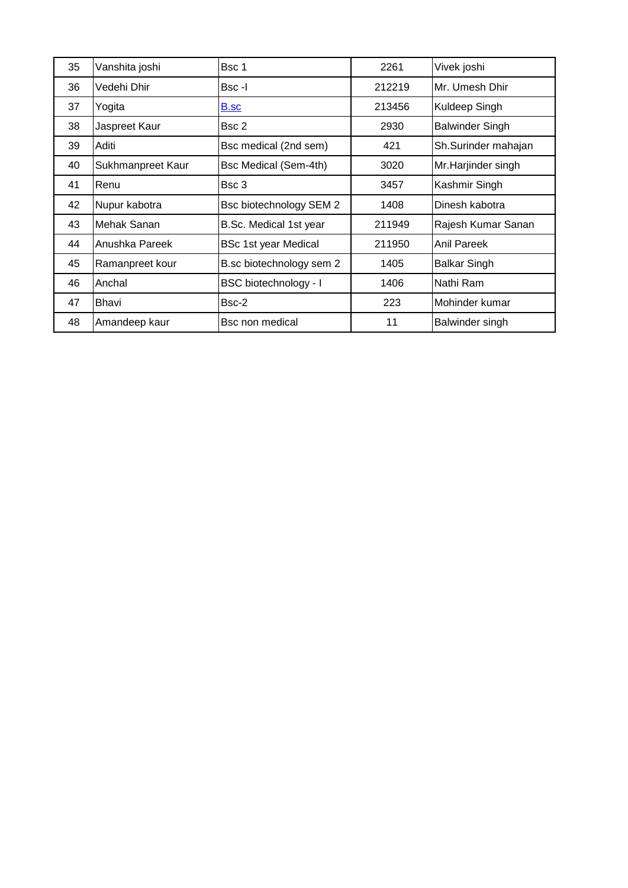| | | | | |
|---|---|---|---|---|
| 35 | Vanshita joshi | Bsc 1 | 2261 | Vivek joshi |
| 36 | Vedehi Dhir | Bsc -I | 212219 | Mr. Umesh Dhir |
| 37 | Yogita | B.sc | 213456 | Kuldeep Singh |
| 38 | Jaspreet Kaur | Bsc 2 | 2930 | Balwinder Singh |
| 39 | Aditi | Bsc medical (2nd sem) | 421 | Sh.Surinder mahajan |
| 40 | Sukhmanpreet Kaur | Bsc Medical (Sem-4th) | 3020 | Mr.Harjinder singh |
| 41 | Renu | Bsc 3 | 3457 | Kashmir Singh |
| 42 | Nupur kabotra | Bsc biotechnology SEM 2 | 1408 | Dinesh kabotra |
| 43 | Mehak Sanan | B.Sc. Medical 1st year | 211949 | Rajesh Kumar Sanan |
| 44 | Anushka Pareek | BSc 1st year Medical | 211950 | Anil Pareek |
| 45 | Ramanpreet kour | B.sc biotechnology sem 2 | 1405 | Balkar Singh |
| 46 | Anchal | BSC biotechnology - I | 1406 | Nathi Ram |
| 47 | Bhavi | Bsc-2 | 223 | Mohinder kumar |
| 48 | Amandeep kaur | Bsc non medical | 11 | Balwinder singh |